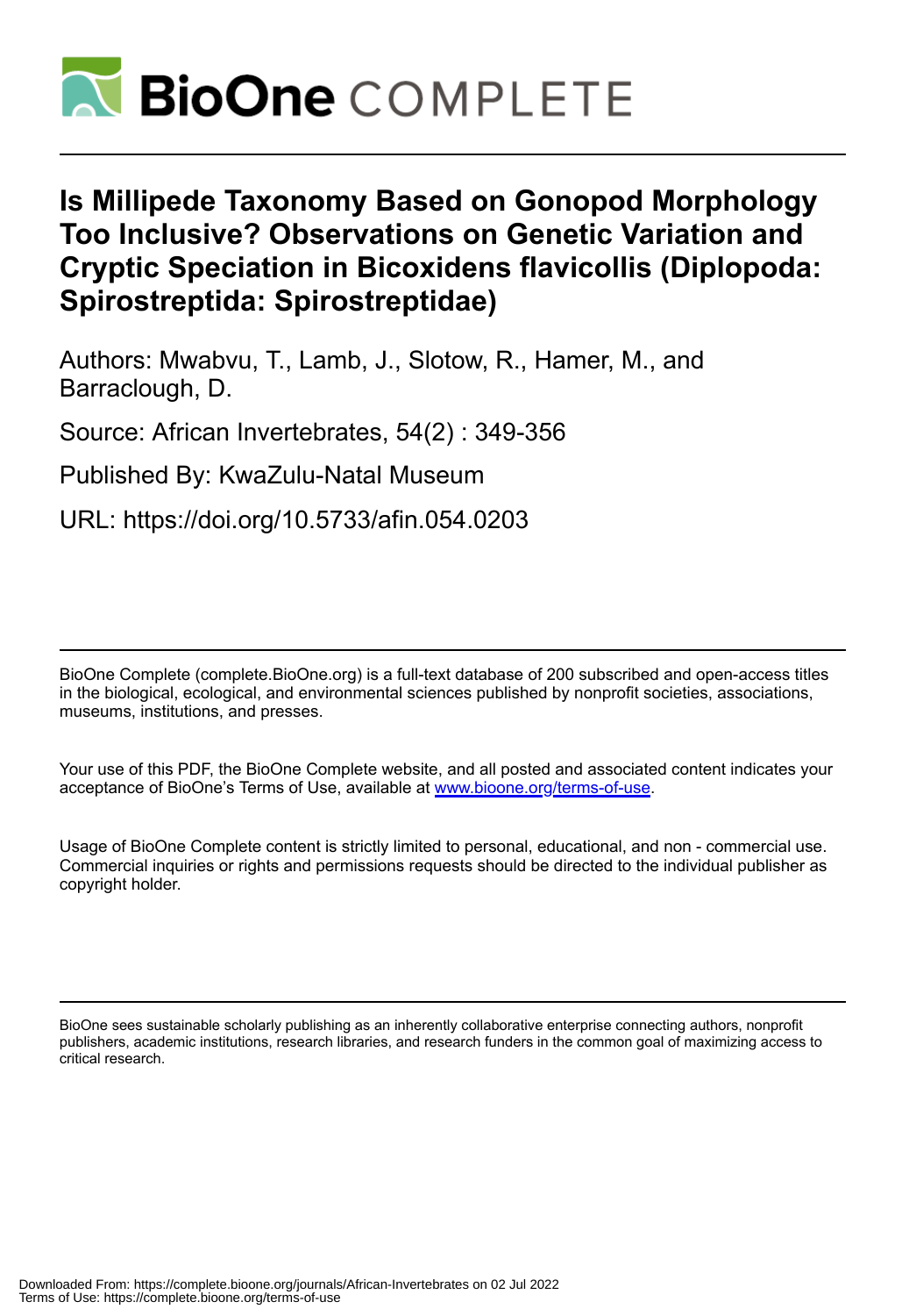# Is Millipede Taxonomy Based on Gonopod Morphology Too Inclusive? Observations on Genetic Variation and Cryptic Speciation in Bicoxidens flavicollis (Diplopoda: Spirostreptida: Spirostreptidae)

Authors: Mwabvu, T., Lamb, J., Slotow, R., Hamer, M., and Barraclough, D.

Source: African Invertebrates, 54(2) : 349-356

Published By: KwaZulu-Natal Museum

URL: https://doi.org/10.5733/afin.054.0203

BioOne Complete (complete.BioOne.org) is a full-text database of 200 subscribed and open-access titles in the biological, ecological, and environmental sciences published by nonprofit societies, associations, museums, institutions, and presses.

Your use of this PDF, the BioOne Complete website, and all posted and associated content indicates your acceptance of BioOne's Terms of Use, available at www.bioone.org/terms-of-use.

Usage of BioOne Complete content is strictly limited to personal, educational, and non - commercial use. Commercial inquiries or rights and permissions requests should be directed to the individual publisher as copyright holder.

BioOne sees sustainable scholarly publishing as an inherently collaborative enterprise connecting authors, nonprofit publishers, academic institutions, research libraries, and research funders in the common goal of maximizing access to critical research.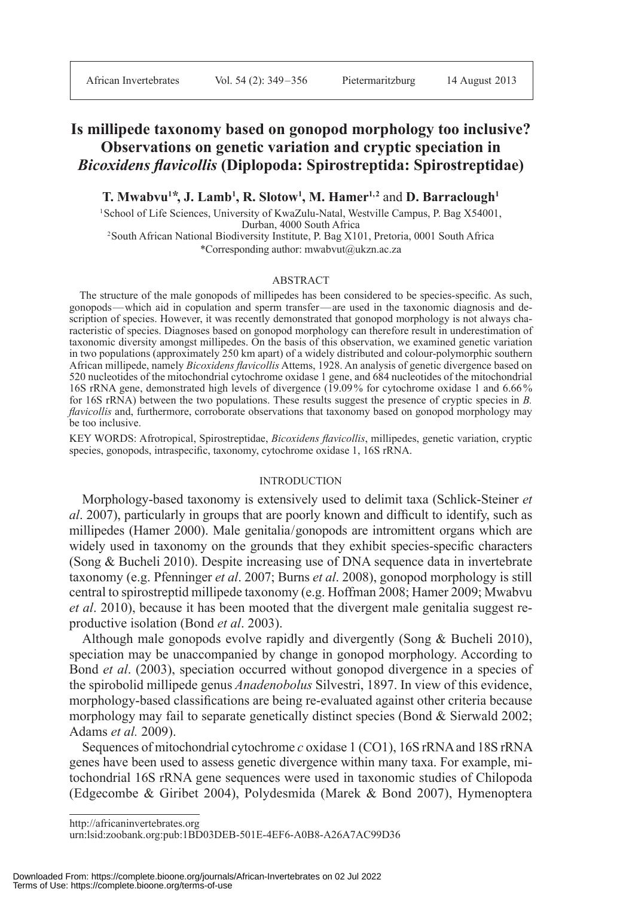# Is millipede taxonomy based on gonopod morphology too inclusive? Observations on genetic variation and cryptic speciation in *Bicoxidens flavicollis* (Diplopoda: Spirostreptida: Spirostreptidae)

**T. Mwabvu[1]\*, J. Lamb[1], R. Slotow[1], M. Hamer[1,2] and D. Barraclough[1]**

[1]School of Life Sciences, University of KwaZulu-Natal, Westville Campus, P. Bag X54001, Durban, 4000 South Africa

[2]South African National Biodiversity Institute, P. Bag X101, Pretoria, 0001 South Africa

\*Corresponding author: mwabvut@ukzn.ac.za

## ABSTRACT

The structure of the male gonopods of millipedes has been considered to be species-specific. As such, gonopods — which aid in copulation and sperm transfer — are used in the taxonomic diagnosis and description of species. However, it was recently demonstrated that gonopod morphology is not always characteristic of species. Diagnoses based on gonopod morphology can therefore result in underestimation of taxonomic diversity amongst millipedes. On the basis of this observation, we examined genetic variation in two populations (approximately 250 km apart) of a widely distributed and colour-polymorphic southern African millipede, namely *Bicoxidens flavicollis* Attems, 1928. An analysis of genetic divergence based on 520 nucleotides of the mitochondrial cytochrome oxidase 1 gene, and 684 nucleotides of the mitochondrial 16S rRNA gene, demonstrated high levels of divergence (19.09% for cytochrome oxidase 1 and 6.66% for 16S rRNA) between the two populations. These results suggest the presence of cryptic species in *B. flavicollis* and, furthermore, corroborate observations that taxonomy based on gonopod morphology may be too inclusive.

KEY WORDS: Afrotropical, Spirostreptidae, *Bicoxidens flavicollis*, millipedes, genetic variation, cryptic species, gonopods, intraspecific, taxonomy, cytochrome oxidase 1, 16S rRNA.

## INTRODUCTION

Morphology-based taxonomy is extensively used to delimit taxa (Schlick-Steiner *et al*. 2007), particularly in groups that are poorly known and difficult to identify, such as millipedes (Hamer 2000). Male genitalia/gonopods are intromittent organs which are widely used in taxonomy on the grounds that they exhibit species-specific characters (Song & Bucheli 2010). Despite increasing use of DNA sequence data in invertebrate taxonomy (e.g. Pfenninger *et al*. 2007; Burns *et al*. 2008), gonopod morphology is still central to spirostreptid millipede taxonomy (e.g. Hoffman 2008; Hamer 2009; Mwabvu *et al*. 2010), because it has been mooted that the divergent male genitalia suggest reproductive isolation (Bond *et al*. 2003).

Although male gonopods evolve rapidly and divergently (Song & Bucheli 2010), speciation may be unaccompanied by change in gonopod morphology. According to Bond *et al*. (2003), speciation occurred without gonopod divergence in a species of the spirobolid millipede genus *Anadenobolus* Silvestri, 1897. In view of this evidence, morphology-based classifications are being re-evaluated against other criteria because morphology may fail to separate genetically distinct species (Bond & Sierwald 2002; Adams *et al.* 2009).

Sequences of mitochondrial cytochrome *c* oxidase 1 (CO1), 16S rRNA and 18S rRNA genes have been used to assess genetic divergence within many taxa. For example, mitochondrial 16S rRNA gene sequences were used in taxonomic studies of Chilopoda (Edgecombe & Giribet 2004), Polydesmida (Marek & Bond 2007), Hymenoptera

http://africaninvertebrates.org
urn:lsid:zoobank.org:pub:1BD03DEB-501E-4EF6-A0B8-A26A7AC99D36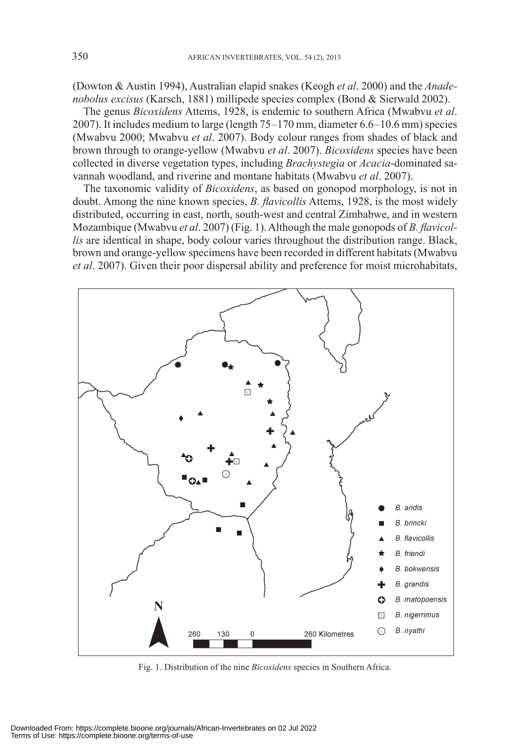(Dowton & Austin 1994), Australian elapid snakes (Keogh *et al*. 2000) and the *Anadenobolus excisus* (Karsch, 1881) millipede species complex (Bond & Sierwald 2002).

The genus *Bicoxidens* Attems, 1928, is endemic to southern Africa (Mwabvu *et al*. 2007). It includes medium to large (length 75–170 mm, diameter 6.6–10.6 mm) species (Mwabvu 2000; Mwabvu *et al*. 2007). Body colour ranges from shades of black and brown through to orange-yellow (Mwabvu *et al*. 2007). *Bicoxidens* species have been collected in diverse vegetation types, including *Brachystegia* or *Acacia*-dominated savannah woodland, and riverine and montane habitats (Mwabvu *et al*. 2007).

The taxonomic validity of *Bicoxidens*, as based on gonopod morphology, is not in doubt. Among the nine known species, *B. flavicollis* Attems, 1928, is the most widely distributed, occurring in east, north, south-west and central Zimbabwe, and in western Mozambique (Mwabvu *et al*. 2007) (Fig. 1). Although the male gonopods of *B. flavicollis* are identical in shape, body colour varies throughout the distribution range. Black, brown and orange-yellow specimens have been recorded in different habitats (Mwabvu *et al*. 2007). Given their poor dispersal ability and preference for moist microhabitats,

Fig. 1. Distribution of the nine *Bicoxidens* species in Southern Africa.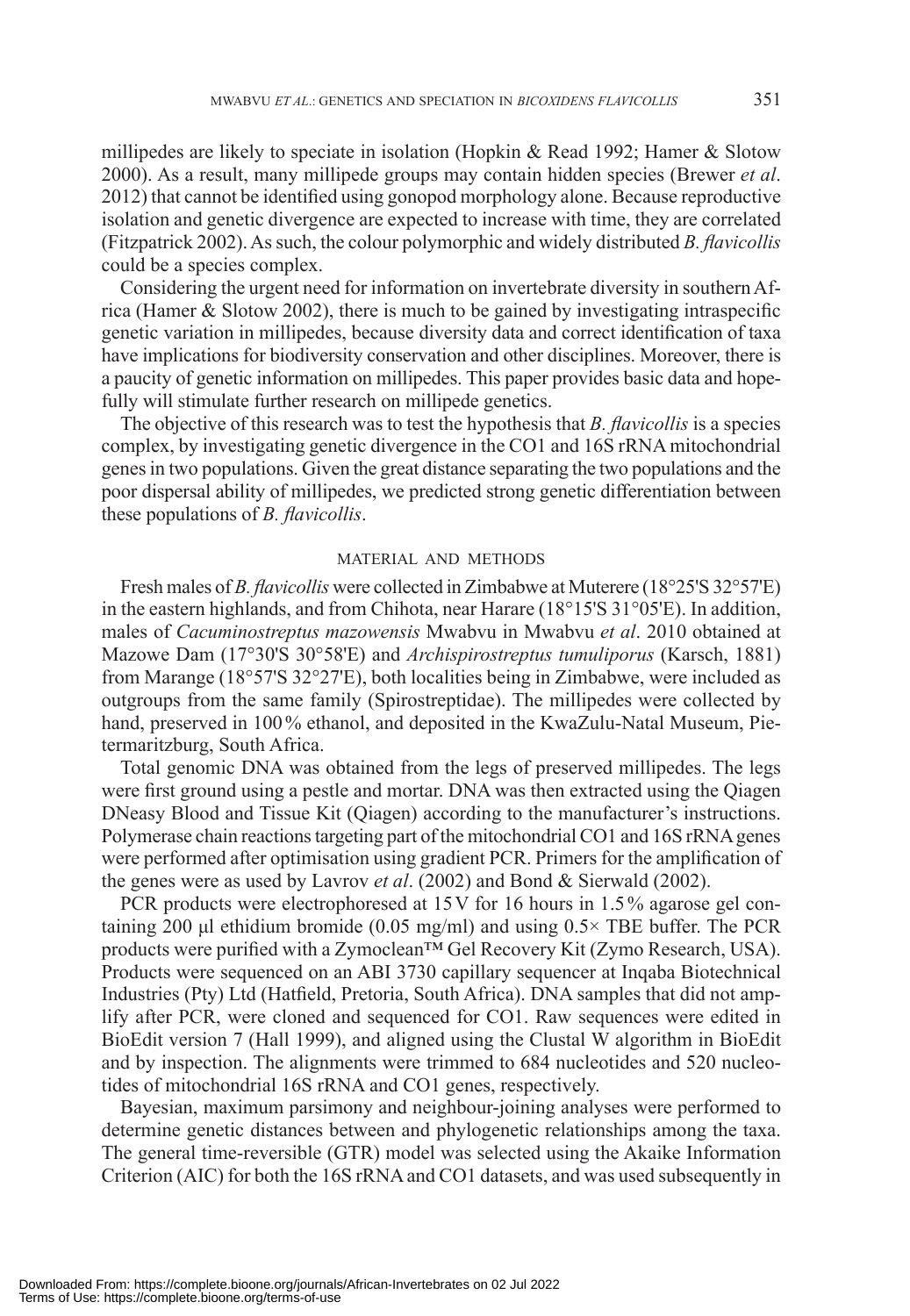millipedes are likely to speciate in isolation (Hopkin & Read 1992; Hamer & Slotow 2000). As a result, many millipede groups may contain hidden species (Brewer *et al*. 2012) that cannot be identified using gonopod morphology alone. Because reproductive isolation and genetic divergence are expected to increase with time, they are correlated (Fitzpatrick 2002). As such, the colour polymorphic and widely distributed *B. flavicollis* could be a species complex.

Considering the urgent need for information on invertebrate diversity in southern Africa (Hamer & Slotow 2002), there is much to be gained by investigating intraspecific genetic variation in millipedes, because diversity data and correct identification of taxa have implications for biodiversity conservation and other disciplines. Moreover, there is a paucity of genetic information on millipedes. This paper provides basic data and hopefully will stimulate further research on millipede genetics.

The objective of this research was to test the hypothesis that *B. flavicollis* is a species complex, by investigating genetic divergence in the CO1 and 16S rRNA mitochondrial genes in two populations. Given the great distance separating the two populations and the poor dispersal ability of millipedes, we predicted strong genetic differentiation between these populations of *B. flavicollis*.

## MATERIAL AND METHODS

Fresh males of *B. flavicollis* were collected in Zimbabwe at Muterere (18°25'S 32°57'E) in the eastern highlands, and from Chihota, near Harare (18°15'S 31°05'E). In addition, males of *Cacuminostreptus mazowensis* Mwabvu in Mwabvu *et al*. 2010 obtained at Mazowe Dam (17°30'S 30°58'E) and *Archispirostreptus tumuliporus* (Karsch, 1881) from Marange (18°57'S 32°27'E), both localities being in Zimbabwe, were included as outgroups from the same family (Spirostreptidae). The millipedes were collected by hand, preserved in 100% ethanol, and deposited in the KwaZulu-Natal Museum, Pietermaritzburg, South Africa.

Total genomic DNA was obtained from the legs of preserved millipedes. The legs were first ground using a pestle and mortar. DNA was then extracted using the Qiagen DNeasy Blood and Tissue Kit (Qiagen) according to the manufacturer's instructions. Polymerase chain reactions targeting part of the mitochondrial CO1 and 16S rRNA genes were performed after optimisation using gradient PCR. Primers for the amplification of the genes were as used by Lavrov *et al*. (2002) and Bond & Sierwald (2002).

PCR products were electrophoresed at 15 V for 16 hours in 1.5% agarose gel containing 200 µl ethidium bromide (0.05 mg/ml) and using 0.5× TBE buffer. The PCR products were purified with a Zymoclean™ Gel Recovery Kit (Zymo Research, USA). Products were sequenced on an ABI 3730 capillary sequencer at Inqaba Biotechnical Industries (Pty) Ltd (Hatfield, Pretoria, South Africa). DNA samples that did not amplify after PCR, were cloned and sequenced for CO1. Raw sequences were edited in BioEdit version 7 (Hall 1999), and aligned using the Clustal W algorithm in BioEdit and by inspection. The alignments were trimmed to 684 nucleotides and 520 nucleotides of mitochondrial 16S rRNA and CO1 genes, respectively.

Bayesian, maximum parsimony and neighbour-joining analyses were performed to determine genetic distances between and phylogenetic relationships among the taxa. The general time-reversible (GTR) model was selected using the Akaike Information Criterion (AIC) for both the 16S rRNA and CO1 datasets, and was used subsequently in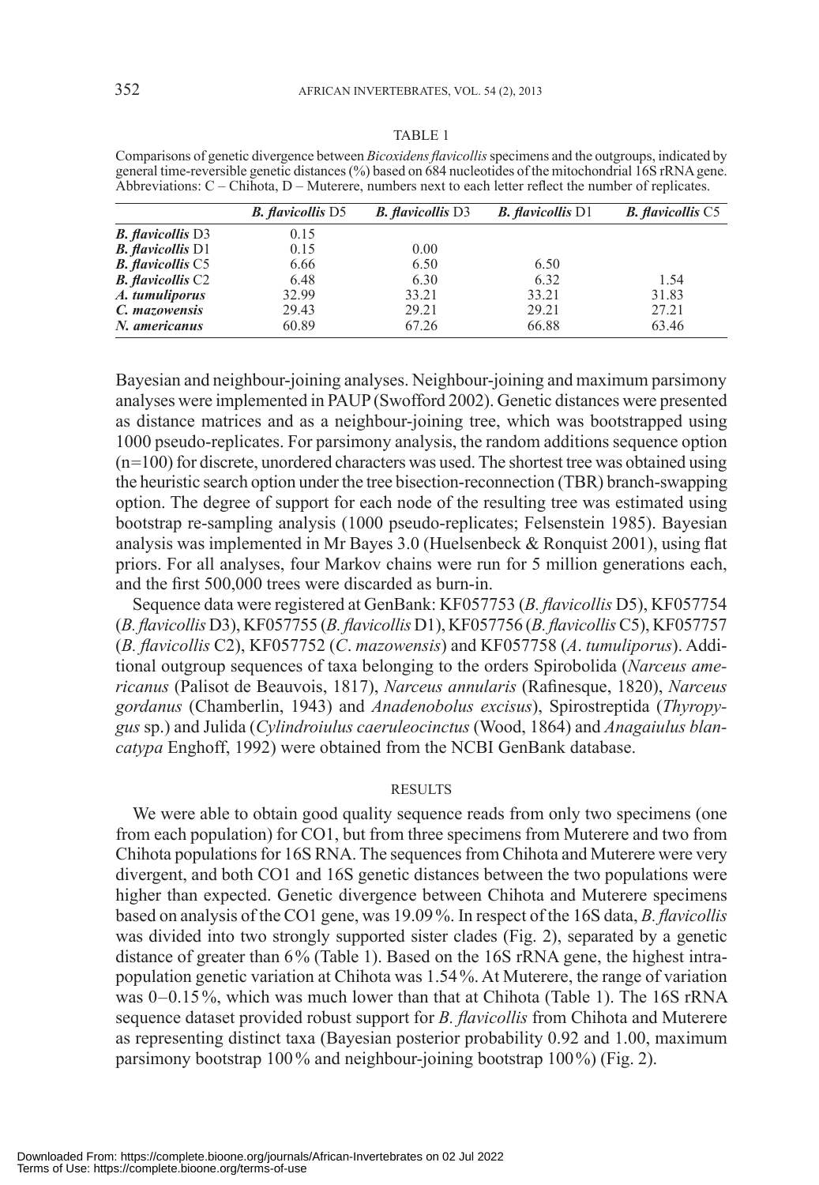TABLE 1

Comparisons of genetic divergence between *Bicoxidens flavicollis* specimens and the outgroups, indicated by general time-reversible genetic distances (%) based on 684 nucleotides of the mitochondrial 16S rRNA gene. Abbreviations: C – Chihota, D – Muterere, numbers next to each letter reflect the number of replicates.

| | *B. flavicollis* D5 | *B. flavicollis* D3 | *B. flavicollis* D1 | *B. flavicollis* C5 |
|---|---|---|---|---|
| ***B. flavicollis* D3** | 0.15 | | | |
| ***B. flavicollis* D1** | 0.15 | 0.00 | | |
| ***B. flavicollis* C5** | 6.66 | 6.50 | 6.50 | |
| ***B. flavicollis* C2** | 6.48 | 6.30 | 6.32 | 1.54 |
| ***A. tumuliporus*** | 32.99 | 33.21 | 33.21 | 31.83 |
| ***C. mazowensis*** | 29.43 | 29.21 | 29.21 | 27.21 |
| ***N. americanus*** | 60.89 | 67.26 | 66.88 | 63.46 |

Bayesian and neighbour-joining analyses. Neighbour-joining and maximum parsimony analyses were implemented in PAUP (Swofford 2002). Genetic distances were presented as distance matrices and as a neighbour-joining tree, which was bootstrapped using 1000 pseudo-replicates. For parsimony analysis, the random additions sequence option (n=100) for discrete, unordered characters was used. The shortest tree was obtained using the heuristic search option under the tree bisection-reconnection (TBR) branch-swapping option. The degree of support for each node of the resulting tree was estimated using bootstrap re-sampling analysis (1000 pseudo-replicates; Felsenstein 1985). Bayesian analysis was implemented in Mr Bayes 3.0 (Huelsenbeck & Ronquist 2001), using flat priors. For all analyses, four Markov chains were run for 5 million generations each, and the first 500,000 trees were discarded as burn-in.

Sequence data were registered at GenBank: KF057753 (*B. flavicollis* D5), KF057754 (*B. flavicollis* D3), KF057755 (*B. flavicollis* D1), KF057756 (*B. flavicollis* C5), KF057757 (*B. flavicollis* C2), KF057752 (*C. mazowensis*) and KF057758 (*A. tumuliporus*). Additional outgroup sequences of taxa belonging to the orders Spirobolida (*Narceus americanus* (Palisot de Beauvois, 1817), *Narceus annularis* (Rafinesque, 1820), *Narceus gordanus* (Chamberlin, 1943) and *Anadenobolus excisus*), Spirostreptida (*Thyropygus* sp.) and Julida (*Cylindroiulus caeruleocinctus* (Wood, 1864) and *Anagaiulus blancatypa* Enghoff, 1992) were obtained from the NCBI GenBank database.

## RESULTS

We were able to obtain good quality sequence reads from only two specimens (one from each population) for CO1, but from three specimens from Muterere and two from Chihota populations for 16S RNA. The sequences from Chihota and Muterere were very divergent, and both CO1 and 16S genetic distances between the two populations were higher than expected. Genetic divergence between Chihota and Muterere specimens based on analysis of the CO1 gene, was 19.09 %. In respect of the 16S data, *B. flavicollis* was divided into two strongly supported sister clades (Fig. 2), separated by a genetic distance of greater than 6 % (Table 1). Based on the 16S rRNA gene, the highest intra-population genetic variation at Chihota was 1.54 %. At Muterere, the range of variation was 0–0.15 %, which was much lower than that at Chihota (Table 1). The 16S rRNA sequence dataset provided robust support for *B. flavicollis* from Chihota and Muterere as representing distinct taxa (Bayesian posterior probability 0.92 and 1.00, maximum parsimony bootstrap 100 % and neighbour-joining bootstrap 100 %) (Fig. 2).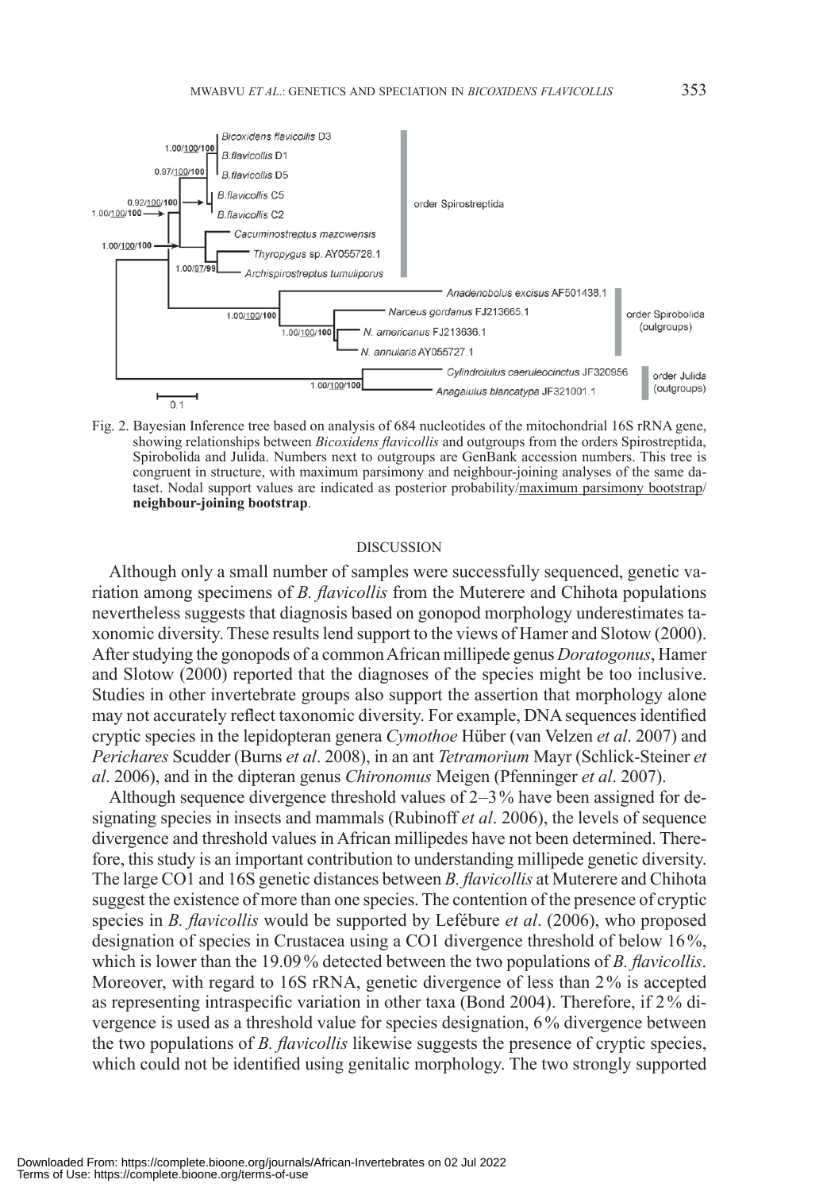Fig. 2. Bayesian Inference tree based on analysis of 684 nucleotides of the mitochondrial 16S rRNA gene, showing relationships between *Bicoxidens flavicollis* and outgroups from the orders Spirostreptida, Spirobolida and Julida. Numbers next to outgroups are GenBank accession numbers. This tree is congruent in structure, with maximum parsimony and neighbour-joining analyses of the same dataset. Nodal support values are indicated as posterior probability/maximum parsimony bootstrap/ **neighbour-joining bootstrap**.

## DISCUSSION

Although only a small number of samples were successfully sequenced, genetic variation among specimens of *B. flavicollis* from the Muterere and Chihota populations nevertheless suggests that diagnosis based on gonopod morphology underestimates taxonomic diversity. These results lend support to the views of Hamer and Slotow (2000). After studying the gonopods of a common African millipede genus *Doratogonus*, Hamer and Slotow (2000) reported that the diagnoses of the species might be too inclusive. Studies in other invertebrate groups also support the assertion that morphology alone may not accurately reflect taxonomic diversity. For example, DNA sequences identified cryptic species in the lepidopteran genera *Cymothoe* Hüber (van Velzen *et al*. 2007) and *Perichares* Scudder (Burns *et al*. 2008), in an ant *Tetramorium* Mayr (Schlick-Steiner *et al*. 2006), and in the dipteran genus *Chironomus* Meigen (Pfenninger *et al*. 2007).

Although sequence divergence threshold values of 2–3% have been assigned for designating species in insects and mammals (Rubinoff *et al*. 2006), the levels of sequence divergence and threshold values in African millipedes have not been determined. Therefore, this study is an important contribution to understanding millipede genetic diversity. The large CO1 and 16S genetic distances between *B. flavicollis* at Muterere and Chihota suggest the existence of more than one species. The contention of the presence of cryptic species in *B. flavicollis* would be supported by Lefébure *et al*. (2006), who proposed designation of species in Crustacea using a CO1 divergence threshold of below 16%, which is lower than the 19.09% detected between the two populations of *B. flavicollis*. Moreover, with regard to 16S rRNA, genetic divergence of less than 2% is accepted as representing intraspecific variation in other taxa (Bond 2004). Therefore, if 2% divergence is used as a threshold value for species designation, 6% divergence between the two populations of *B. flavicollis* likewise suggests the presence of cryptic species, which could not be identified using genitalic morphology. The two strongly supported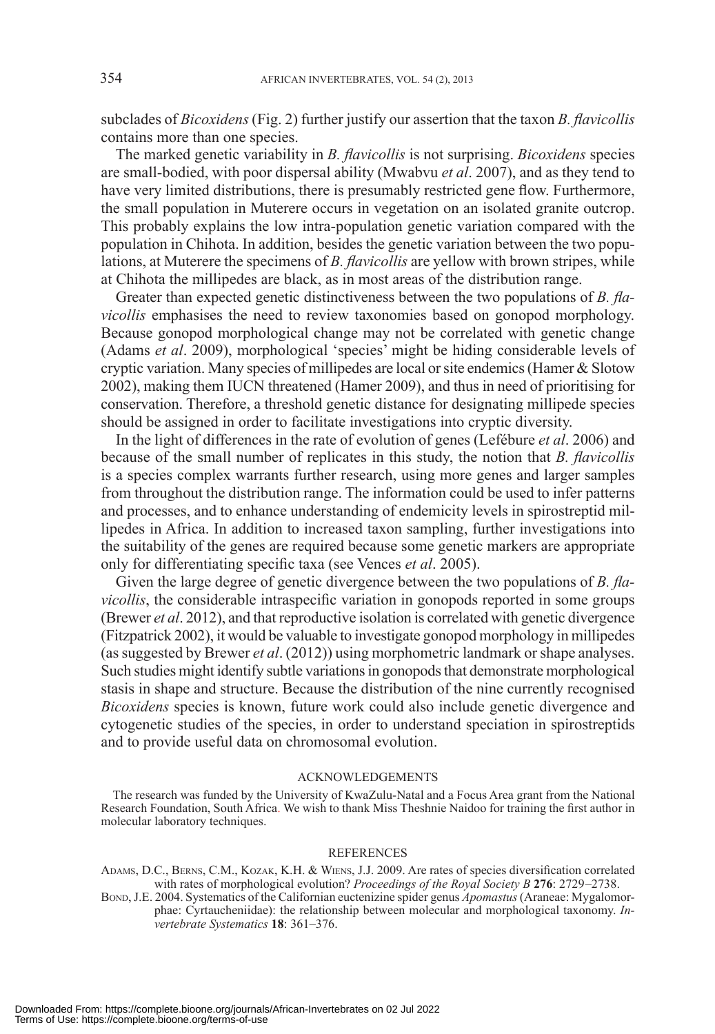subclades of *Bicoxidens* (Fig. 2) further justify our assertion that the taxon *B. flavicollis* contains more than one species.

The marked genetic variability in *B. flavicollis* is not surprising. *Bicoxidens* species are small-bodied, with poor dispersal ability (Mwabvu *et al*. 2007), and as they tend to have very limited distributions, there is presumably restricted gene flow. Furthermore, the small population in Muterere occurs in vegetation on an isolated granite outcrop. This probably explains the low intra-population genetic variation compared with the population in Chihota. In addition, besides the genetic variation between the two populations, at Muterere the specimens of *B. flavicollis* are yellow with brown stripes, while at Chihota the millipedes are black, as in most areas of the distribution range.

Greater than expected genetic distinctiveness between the two populations of *B. flavicollis* emphasises the need to review taxonomies based on gonopod morphology. Because gonopod morphological change may not be correlated with genetic change (Adams *et al*. 2009), morphological 'species' might be hiding considerable levels of cryptic variation. Many species of millipedes are local or site endemics (Hamer & Slotow 2002), making them IUCN threatened (Hamer 2009), and thus in need of prioritising for conservation. Therefore, a threshold genetic distance for designating millipede species should be assigned in order to facilitate investigations into cryptic diversity.

In the light of differences in the rate of evolution of genes (Lefébure *et al*. 2006) and because of the small number of replicates in this study, the notion that *B. flavicollis* is a species complex warrants further research, using more genes and larger samples from throughout the distribution range. The information could be used to infer patterns and processes, and to enhance understanding of endemicity levels in spirostreptid millipedes in Africa. In addition to increased taxon sampling, further investigations into the suitability of the genes are required because some genetic markers are appropriate only for differentiating specific taxa (see Vences *et al*. 2005).

Given the large degree of genetic divergence between the two populations of *B. flavicollis*, the considerable intraspecific variation in gonopods reported in some groups (Brewer *et al*. 2012), and that reproductive isolation is correlated with genetic divergence (Fitzpatrick 2002), it would be valuable to investigate gonopod morphology in millipedes (as suggested by Brewer *et al*. (2012)) using morphometric landmark or shape analyses. Such studies might identify subtle variations in gonopods that demonstrate morphological stasis in shape and structure. Because the distribution of the nine currently recognised *Bicoxidens* species is known, future work could also include genetic divergence and cytogenetic studies of the species, in order to understand speciation in spirostreptids and to provide useful data on chromosomal evolution.

## ACKNOWLEDGEMENTS

The research was funded by the University of KwaZulu-Natal and a Focus Area grant from the National Research Foundation, South Africa. We wish to thank Miss Theshnie Naidoo for training the first author in molecular laboratory techniques.

## REFERENCES

Adams, D.C., Berns, C.M., Kozak, K.H. & Wiens, J.J. 2009. Are rates of species diversification correlated with rates of morphological evolution? *Proceedings of the Royal Society B* **276**: 2729–2738.

Bond, J.E. 2004. Systematics of the Californian euctenizine spider genus *Apomastus* (Araneae: Mygalomorphae: Cyrtaucheniidae): the relationship between molecular and morphological taxonomy. *Invertebrate Systematics* **18**: 361–376.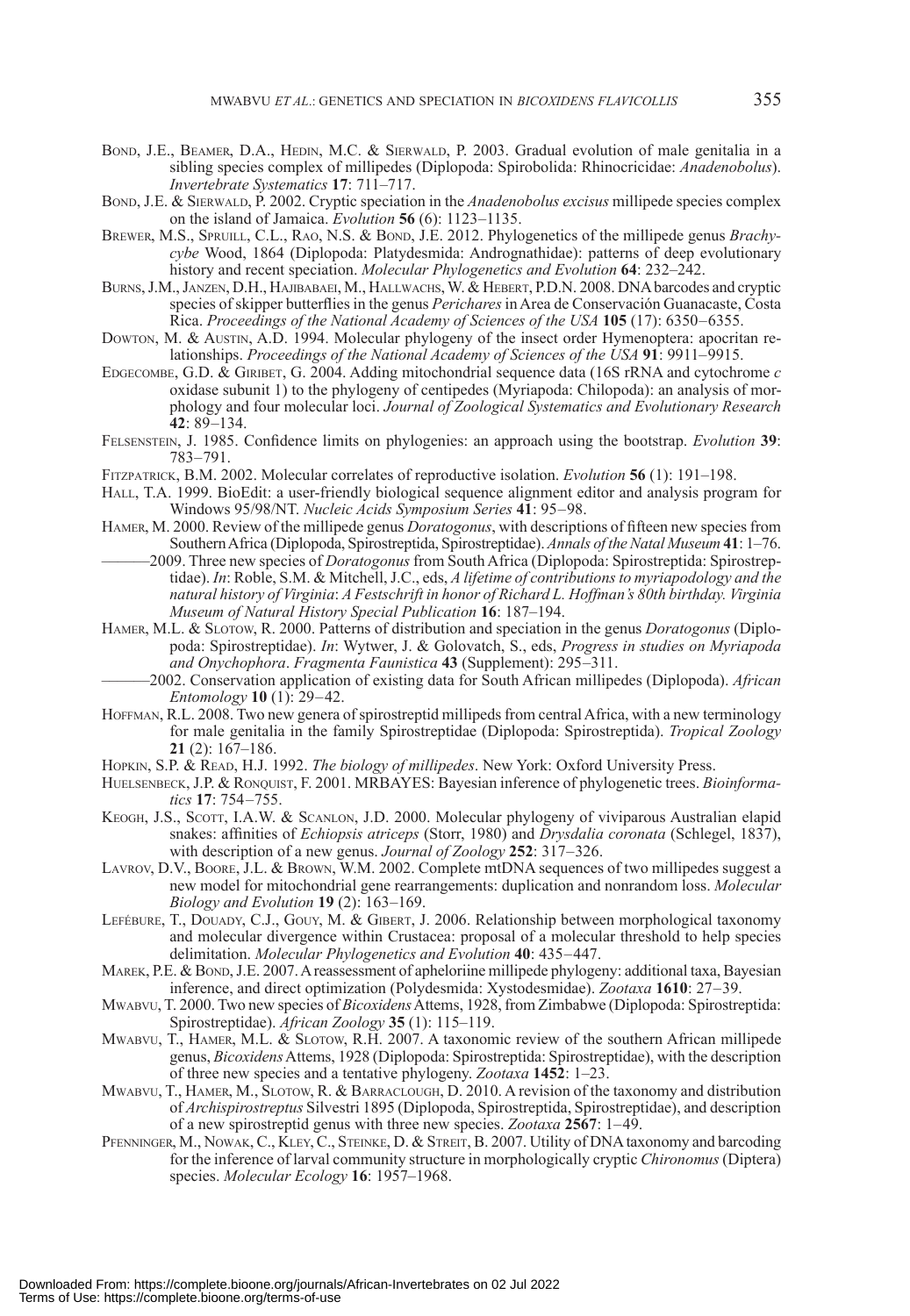Bond, J.E., Beamer, D.A., Hedin, M.C. & Sierwald, P. 2003. Gradual evolution of male genitalia in a sibling species complex of millipedes (Diplopoda: Spirobolida: Rhinocricidae: *Anadenobolus*). *Invertebrate Systematics* **17**: 711–717.

Bond, J.E. & Sierwald, P. 2002. Cryptic speciation in the *Anadenobolus excisus* millipede species complex on the island of Jamaica. *Evolution* **56** (6): 1123–1135.

Brewer, M.S., Spruill, C.L., Rao, N.S. & Bond, J.E. 2012. Phylogenetics of the millipede genus *Brachycybe* Wood, 1864 (Diplopoda: Platydesmida: Andrognathidae): patterns of deep evolutionary history and recent speciation. *Molecular Phylogenetics and Evolution* **64**: 232–242.

Burns, J.M., Janzen, D.H., Hajibabaei, M., Hallwachs, W. & Hebert, P.D.N. 2008. DNA barcodes and cryptic species of skipper butterflies in the genus *Perichares* in Area de Conservación Guanacaste, Costa Rica. *Proceedings of the National Academy of Sciences of the USA* **105** (17): 6350–6355.

Dowton, M. & Austin, A.D. 1994. Molecular phylogeny of the insect order Hymenoptera: apocritan relationships. *Proceedings of the National Academy of Sciences of the USA* **91**: 9911–9915.

Edgecombe, G.D. & Giribet, G. 2004. Adding mitochondrial sequence data (16S rRNA and cytochrome *c* oxidase subunit 1) to the phylogeny of centipedes (Myriapoda: Chilopoda): an analysis of morphology and four molecular loci. *Journal of Zoological Systematics and Evolutionary Research* **42**: 89–134.

Felsenstein, J. 1985. Confidence limits on phylogenies: an approach using the bootstrap. *Evolution* **39**: 783–791.

Fitzpatrick, B.M. 2002. Molecular correlates of reproductive isolation. *Evolution* **56** (1): 191–198.

Hall, T.A. 1999. BioEdit: a user-friendly biological sequence alignment editor and analysis program for Windows 95/98/NT. *Nucleic Acids Symposium Series* **41**: 95–98.

Hamer, M. 2000. Review of the millipede genus *Doratogonus*, with descriptions of fifteen new species from Southern Africa (Diplopoda, Spirostreptida, Spirostreptidae). *Annals of the Natal Museum* **41**: 1–76.

———2009. Three new species of *Doratogonus* from South Africa (Diplopoda: Spirostreptida: Spirostreptidae). *In*: Roble, S.M. & Mitchell, J.C., eds, *A lifetime of contributions to myriapodology and the natural history of Virginia*: *A Festschrift in honor of Richard L. Hoffman's 80th birthday. Virginia Museum of Natural History Special Publication* **16**: 187–194.

Hamer, M.L. & Slotow, R. 2000. Patterns of distribution and speciation in the genus *Doratogonus* (Diplopoda: Spirostreptidae). *In*: Wytwer, J. & Golovatch, S., eds, *Progress in studies on Myriapoda and Onychophora*. *Fragmenta Faunistica* **43** (Supplement): 295–311.

———2002. Conservation application of existing data for South African millipedes (Diplopoda). *African Entomology* **10** (1): 29–42.

Hoffman, R.L. 2008. Two new genera of spirostreptid millipeds from central Africa, with a new terminology for male genitalia in the family Spirostreptidae (Diplopoda: Spirostreptida). *Tropical Zoology* **21** (2): 167–186.

Hopkin, S.P. & Read, H.J. 1992. *The biology of millipedes*. New York: Oxford University Press.

Huelsenbeck, J.P. & Ronquist, F. 2001. MRBAYES: Bayesian inference of phylogenetic trees. *Bioinformatics* **17**: 754–755.

Keogh, J.S., Scott, I.A.W. & Scanlon, J.D. 2000. Molecular phylogeny of viviparous Australian elapid snakes: affinities of *Echiopsis atriceps* (Storr, 1980) and *Drysdalia coronata* (Schlegel, 1837), with description of a new genus. *Journal of Zoology* **252**: 317–326.

Lavrov, D.V., Boore, J.L. & Brown, W.M. 2002. Complete mtDNA sequences of two millipedes suggest a new model for mitochondrial gene rearrangements: duplication and nonrandom loss. *Molecular Biology and Evolution* **19** (2): 163–169.

Lefébure, T., Douady, C.J., Gouy, M. & Gibert, J. 2006. Relationship between morphological taxonomy and molecular divergence within Crustacea: proposal of a molecular threshold to help species delimitation. *Molecular Phylogenetics and Evolution* **40**: 435–447.

Marek, P.E. & Bond, J.E. 2007. A reassessment of apheloriine millipede phylogeny: additional taxa, Bayesian inference, and direct optimization (Polydesmida: Xystodesmidae). *Zootaxa* **1610**: 27–39.

Mwabvu, T. 2000. Two new species of *Bicoxidens* Attems, 1928, from Zimbabwe (Diplopoda: Spirostreptida: Spirostreptidae). *African Zoology* **35** (1): 115–119.

Mwabvu, T., Hamer, M.L. & Slotow, R.H. 2007. A taxonomic review of the southern African millipede genus, *Bicoxidens* Attems, 1928 (Diplopoda: Spirostreptida: Spirostreptidae), with the description of three new species and a tentative phylogeny. *Zootaxa* **1452**: 1–23.

Mwabvu, T., Hamer, M., Slotow, R. & Barraclough, D. 2010. A revision of the taxonomy and distribution of *Archispirostreptus* Silvestri 1895 (Diplopoda, Spirostreptida, Spirostreptidae), and description of a new spirostreptid genus with three new species. *Zootaxa* **2567**: 1–49.

Pfenninger, M., Nowak, C., Kley, C., Steinke, D. & Streit, B. 2007. Utility of DNA taxonomy and barcoding for the inference of larval community structure in morphologically cryptic *Chironomus* (Diptera) species. *Molecular Ecology* **16**: 1957–1968.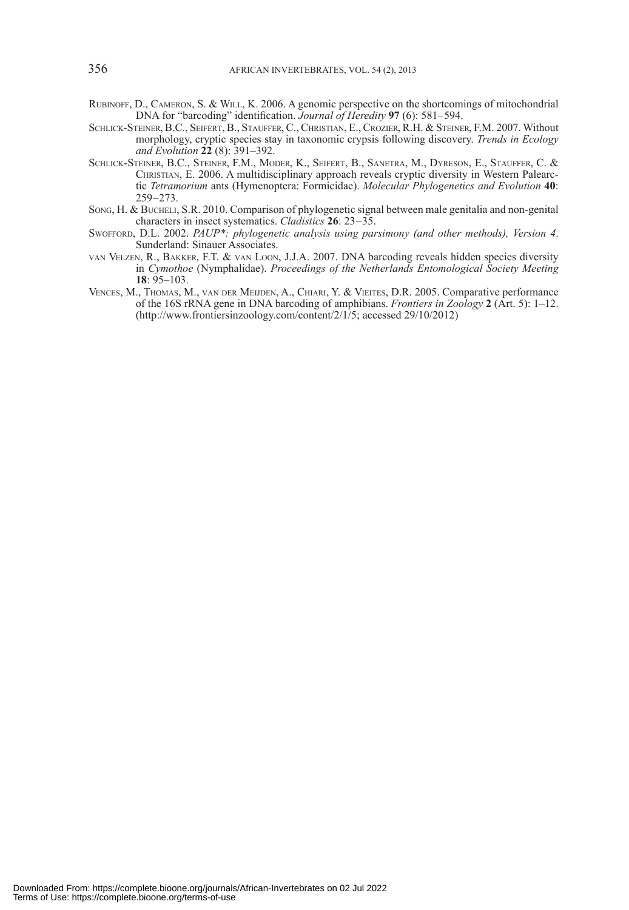Rubinoff, D., Cameron, S. & Will, K. 2006. A genomic perspective on the shortcomings of mitochondrial DNA for "barcoding" identification. *Journal of Heredity* **97** (6): 581–594.

Schlick-Steiner, B.C., Seifert, B., Stauffer, C., Christian, E., Crozier, R.H. & Steiner, F.M. 2007. Without morphology, cryptic species stay in taxonomic crypsis following discovery. *Trends in Ecology and Evolution* **22** (8): 391–392.

Schlick-Steiner, B.C., Steiner, F.M., Moder, K., Seifert, B., Sanetra, M., Dyreson, E., Stauffer, C. & Christian, E. 2006. A multidisciplinary approach reveals cryptic diversity in Western Palearctic *Tetramorium* ants (Hymenoptera: Formicidae). *Molecular Phylogenetics and Evolution* **40**: 259–273.

Song, H. & Bucheli, S.R. 2010. Comparison of phylogenetic signal between male genitalia and non-genital characters in insect systematics. *Cladistics* **26**: 23–35.

Swofford, D.L. 2002. *PAUP*: phylogenetic analysis using parsimony (and other methods), Version 4*. Sunderland: Sinauer Associates.

van Velzen, R., Bakker, F.T. & van Loon, J.J.A. 2007. DNA barcoding reveals hidden species diversity in *Cymothoe* (Nymphalidae). *Proceedings of the Netherlands Entomological Society Meeting* **18**: 95–103.

Vences, M., Thomas, M., van der Meijden, A., Chiari, Y. & Vieites, D.R. 2005. Comparative performance of the 16S rRNA gene in DNA barcoding of amphibians. *Frontiers in Zoology* **2** (Art. 5): 1–12. (http://www.frontiersinzoology.com/content/2/1/5; accessed 29/10/2012)